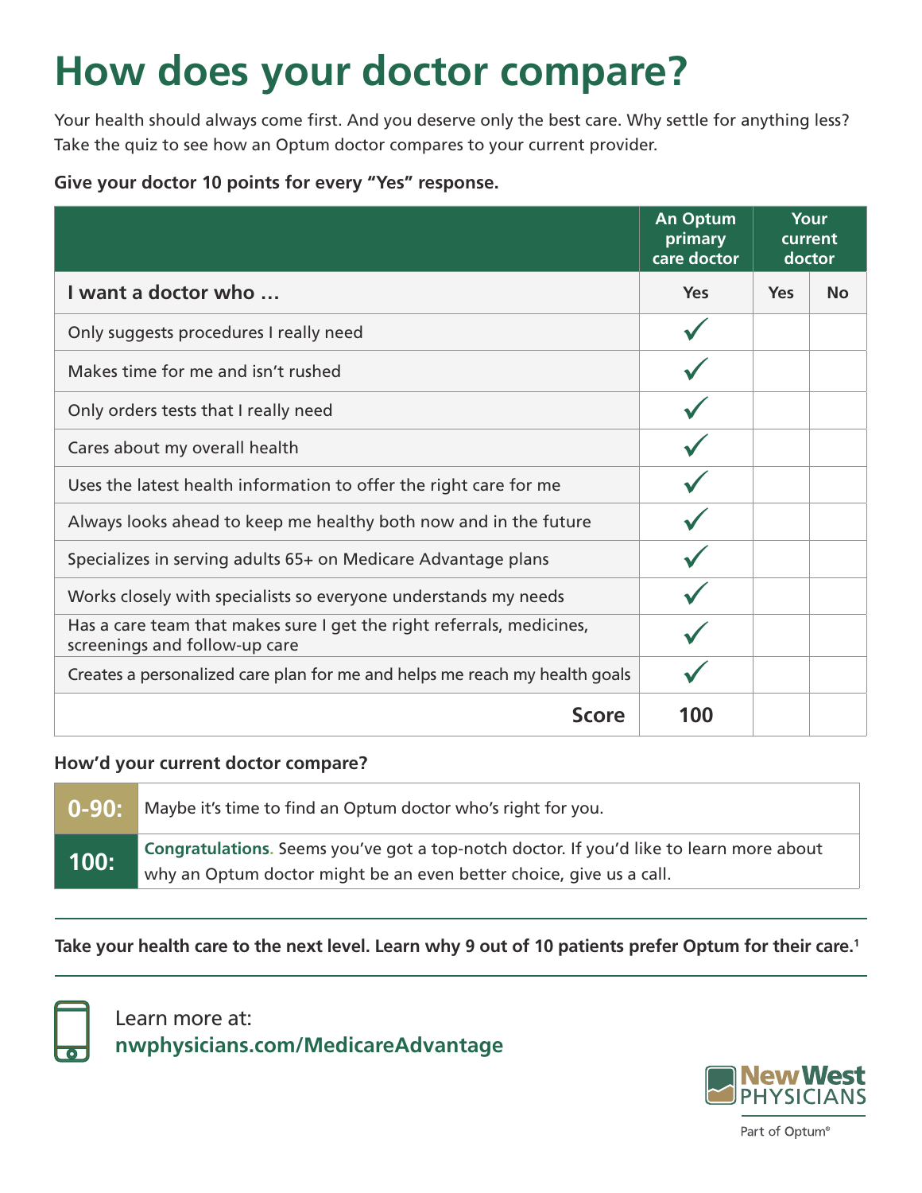# How does your doctor compare?

Your health should always come first. And you deserve only the best care. Why settle for anything less? Take the quiz to see how an Optum doctor compares to your current provider.

**Give your doctor 10 points for every "Yes" response.**

| | An Optum primary care doctor | Your current doctor | |
|---|---|---|---|
| **I want a doctor who …** | **Yes** | **Yes** | **No** |
| Only suggests procedures I really need | ✓ | | |
| Makes time for me and isn't rushed | ✓ | | |
| Only orders tests that I really need | ✓ | | |
| Cares about my overall health | ✓ | | |
| Uses the latest health information to offer the right care for me | ✓ | | |
| Always looks ahead to keep me healthy both now and in the future | ✓ | | |
| Specializes in serving adults 65+ on Medicare Advantage plans | ✓ | | |
| Works closely with specialists so everyone understands my needs | ✓ | | |
| Has a care team that makes sure I get the right referrals, medicines, screenings and follow-up care | ✓ | | |
| Creates a personalized care plan for me and helps me reach my health goals | ✓ | | |
| **Score** | **100** | | |

**How'd your current doctor compare?**

| | |
|---|---|
| **0-90:** | Maybe it's time to find an Optum doctor who's right for you. |
| **100:** | **Congratulations.** Seems you've got a top-notch doctor. If you'd like to learn more about why an Optum doctor might be an even better choice, give us a call. |

**Take your health care to the next level. Learn why 9 out of 10 patients prefer Optum for their care.[1]**

Learn more at:
**nwphysicians.com/MedicareAdvantage**

New West PHYSICIANS
Part of Optum®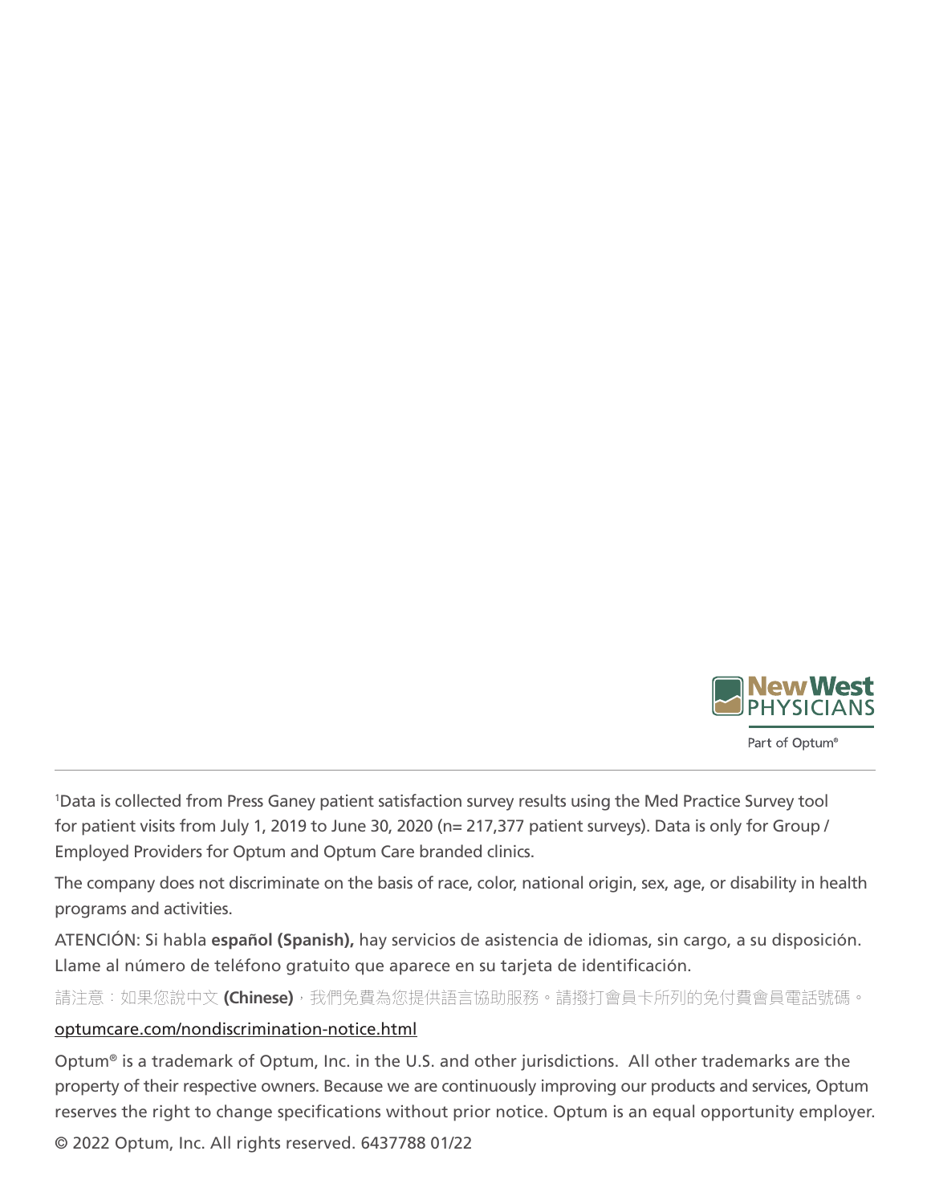New West PHYSICIANS

Part of Optum®

[1]Data is collected from Press Ganey patient satisfaction survey results using the Med Practice Survey tool for patient visits from July 1, 2019 to June 30, 2020 (n= 217,377 patient surveys). Data is only for Group / Employed Providers for Optum and Optum Care branded clinics.

The company does not discriminate on the basis of race, color, national origin, sex, age, or disability in health programs and activities.

ATENCIÓN: Si habla **español (Spanish),** hay servicios de asistencia de idiomas, sin cargo, a su disposición. Llame al número de teléfono gratuito que aparece en su tarjeta de identificación.

請注意：如果您說中文 **(Chinese)**，我們免費為您提供語言協助服務。請撥打會員卡所列的免付費會員電話號碼。

optumcare.com/nondiscrimination-notice.html

Optum® is a trademark of Optum, Inc. in the U.S. and other jurisdictions. All other trademarks are the property of their respective owners. Because we are continuously improving our products and services, Optum reserves the right to change specifications without prior notice. Optum is an equal opportunity employer.

© 2022 Optum, Inc. All rights reserved. 6437788 01/22